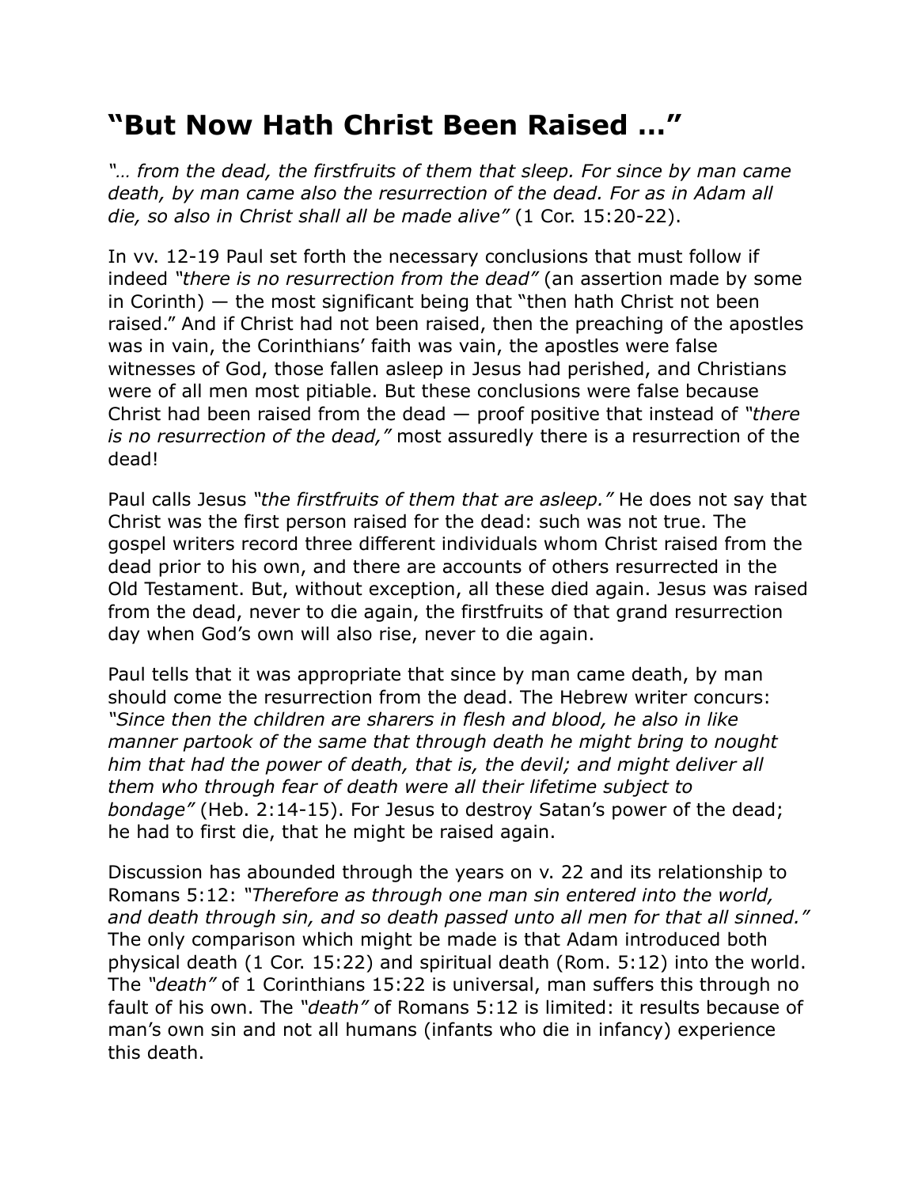# "But Now Hath Christ Been Raised …"

*"… from the dead, the firstfruits of them that sleep. For since by man came death, by man came also the resurrection of the dead. For as in Adam all die, so also in Christ shall all be made alive"* (1 Cor. 15:20-22).

In vv. 12-19 Paul set forth the necessary conclusions that must follow if indeed *"there is no resurrection from the dead"* (an assertion made by some in Corinth) — the most significant being that "then hath Christ not been raised." And if Christ had not been raised, then the preaching of the apostles was in vain, the Corinthians' faith was vain, the apostles were false witnesses of God, those fallen asleep in Jesus had perished, and Christians were of all men most pitiable. But these conclusions were false because Christ had been raised from the dead — proof positive that instead of *"there is no resurrection of the dead,"* most assuredly there is a resurrection of the dead!

Paul calls Jesus *"the firstfruits of them that are asleep."* He does not say that Christ was the first person raised for the dead: such was not true. The gospel writers record three different individuals whom Christ raised from the dead prior to his own, and there are accounts of others resurrected in the Old Testament. But, without exception, all these died again. Jesus was raised from the dead, never to die again, the firstfruits of that grand resurrection day when God's own will also rise, never to die again.

Paul tells that it was appropriate that since by man came death, by man should come the resurrection from the dead. The Hebrew writer concurs: *"Since then the children are sharers in flesh and blood, he also in like manner partook of the same that through death he might bring to nought him that had the power of death, that is, the devil; and might deliver all them who through fear of death were all their lifetime subject to bondage"* (Heb. 2:14-15). For Jesus to destroy Satan's power of the dead; he had to first die, that he might be raised again.

Discussion has abounded through the years on v. 22 and its relationship to Romans 5:12: *"Therefore as through one man sin entered into the world, and death through sin, and so death passed unto all men for that all sinned."* The only comparison which might be made is that Adam introduced both physical death (1 Cor. 15:22) and spiritual death (Rom. 5:12) into the world. The *"death"* of 1 Corinthians 15:22 is universal, man suffers this through no fault of his own. The *"death"* of Romans 5:12 is limited: it results because of man's own sin and not all humans (infants who die in infancy) experience this death.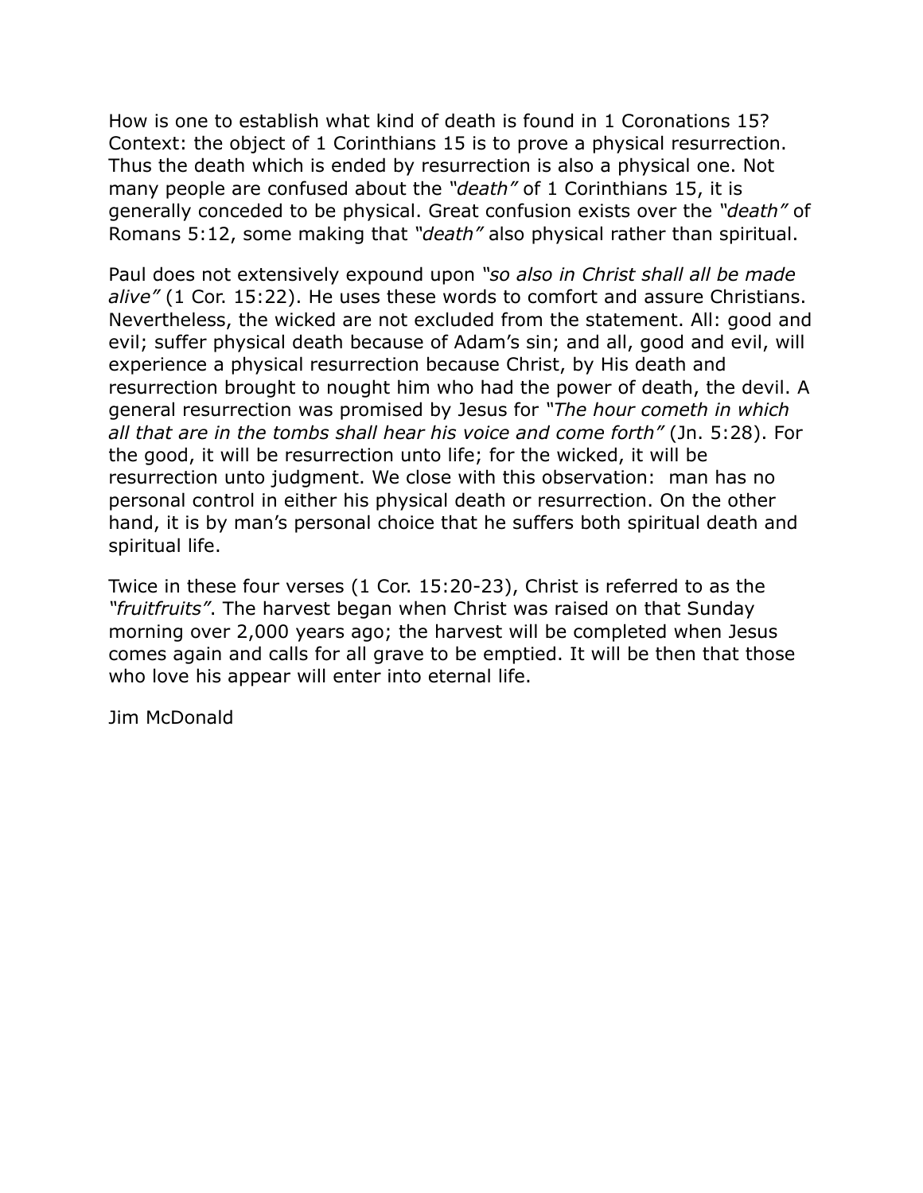How is one to establish what kind of death is found in 1 Coronations 15? Context: the object of 1 Corinthians 15 is to prove a physical resurrection. Thus the death which is ended by resurrection is also a physical one. Not many people are confused about the *"death"* of 1 Corinthians 15, it is generally conceded to be physical. Great confusion exists over the *"death"* of Romans 5:12, some making that *"death"* also physical rather than spiritual.

Paul does not extensively expound upon *"so also in Christ shall all be made alive"* (1 Cor. 15:22). He uses these words to comfort and assure Christians. Nevertheless, the wicked are not excluded from the statement. All: good and evil; suffer physical death because of Adam's sin; and all, good and evil, will experience a physical resurrection because Christ, by His death and resurrection brought to nought him who had the power of death, the devil. A general resurrection was promised by Jesus for *"The hour cometh in which all that are in the tombs shall hear his voice and come forth"* (Jn. 5:28). For the good, it will be resurrection unto life; for the wicked, it will be resurrection unto judgment. We close with this observation:  man has no personal control in either his physical death or resurrection. On the other hand, it is by man's personal choice that he suffers both spiritual death and spiritual life.

Twice in these four verses (1 Cor. 15:20-23), Christ is referred to as the *"fruitfruits"*. The harvest began when Christ was raised on that Sunday morning over 2,000 years ago; the harvest will be completed when Jesus comes again and calls for all grave to be emptied. It will be then that those who love his appear will enter into eternal life.

Jim McDonald